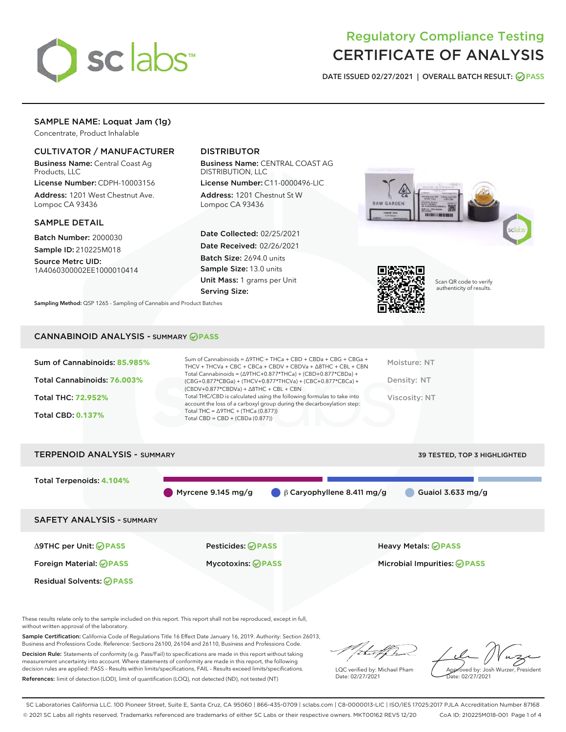# Regulatory Compliance Testing
# CERTIFICATE OF ANALYSIS

DATE ISSUED 02/27/2021 | OVERALL BATCH RESULT: PASS

## SAMPLE NAME: Loquat Jam (1g)

Concentrate, Product Inhalable

### CULTIVATOR / MANUFACTURER

**Business Name:** Central Coast Ag Products, LLC

**License Number:** CDPH-10003156

**Address:** 1201 West Chestnut Ave. Lompoc CA 93436

### DISTRIBUTOR

**Business Name:** CENTRAL COAST AG DISTRIBUTION, LLC

**License Number:** C11-0000496-LIC

**Address:** 1201 Chestnut St W Lompoc CA 93436

### SAMPLE DETAIL

**Batch Number:** 2000030

**Sample ID:** 210225M018

**Source Metrc UID:** 1A4060300002EE1000010414

**Date Collected:** 02/25/2021

**Date Received:** 02/26/2021

**Batch Size:** 2694.0 units

**Sample Size:** 13.0 units

**Unit Mass:** 1 grams per Unit

**Serving Size:**

Scan QR code to verify authenticity of results.

**Sampling Method:** QSP 1265 - Sampling of Cannabis and Product Batches

## CANNABINOID ANALYSIS - SUMMARY PASS

Sum of Cannabinoids: **85.985%**

Total Cannabinoids: **76.003%**

Total THC: **72.952%**

Total CBD: **0.137%**

Sum of Cannabinoids = Δ9THC + THCa + CBD + CBDa + CBG + CBGa + THCV + THCVa + CBC + CBCa + CBDV + CBDVa + Δ8THC + CBL + CBN

Total Cannabinoids = (Δ9THC+0.877*THCa) + (CBD+0.877*CBDa) + (CBG+0.877*CBGa) + (THCV+0.877*THCVa) + (CBC+0.877*CBCa) + (CBDV+0.877*CBDVa) + Δ8THC + CBL + CBN

Total THC/CBD is calculated using the following formulas to take into account the loss of a carboxyl group during the decarboxylation step:
Total THC = Δ9THC + (THCa (0.877))
Total CBD = CBD + (CBDa (0.877))

Moisture: NT

Density: NT

Viscosity: NT

## TERPENOID ANALYSIS - SUMMARY

39 TESTED, TOP 3 HIGHLIGHTED

Total Terpenoids: **4.104%**

Myrcene 9.145 mg/g | β Caryophyllene 8.411 mg/g | Guaiol 3.633 mg/g

## SAFETY ANALYSIS - SUMMARY

| | | |
|---|---|---|
| Δ9THC per Unit: PASS | Pesticides: PASS | Heavy Metals: PASS |
| Foreign Material: PASS | Mycotoxins: PASS | Microbial Impurities: PASS |
| Residual Solvents: PASS | | |

These results relate only to the sample included on this report. This report shall not be reproduced, except in full, without written approval of the laboratory.

**Sample Certification:** California Code of Regulations Title 16 Effect Date January 16, 2019. Authority: Section 26013, Business and Professions Code. Reference: Sections 26100, 26104 and 26110, Business and Professions Code.

**Decision Rule:** Statements of conformity (e.g. Pass/Fail) to specifications are made in this report without taking measurement uncertainty into account. Where statements of conformity are made in this report, the following decision rules are applied: PASS - Results within limits/specifications, FAIL - Results exceed limits/specifications.

**References:** limit of detection (LOD), limit of quantification (LOQ), not detected (ND), not tested (NT)

LQC verified by: Michael Pham
Date: 02/27/2021

Approved by: Josh Wurzer, President
Date: 02/27/2021

SC Laboratories California LLC. 100 Pioneer Street, Suite E, Santa Cruz, CA 95060 | 866-435-0709 | sclabs.com | C8-0000013-LIC | ISO/IES 17025:2017 PJLA Accreditation Number 87168
© 2021 SC Labs all rights reserved. Trademarks referenced are trademarks of either SC Labs or their respective owners. MKT00162 REV5 12/20 CoA ID: 210225M018-001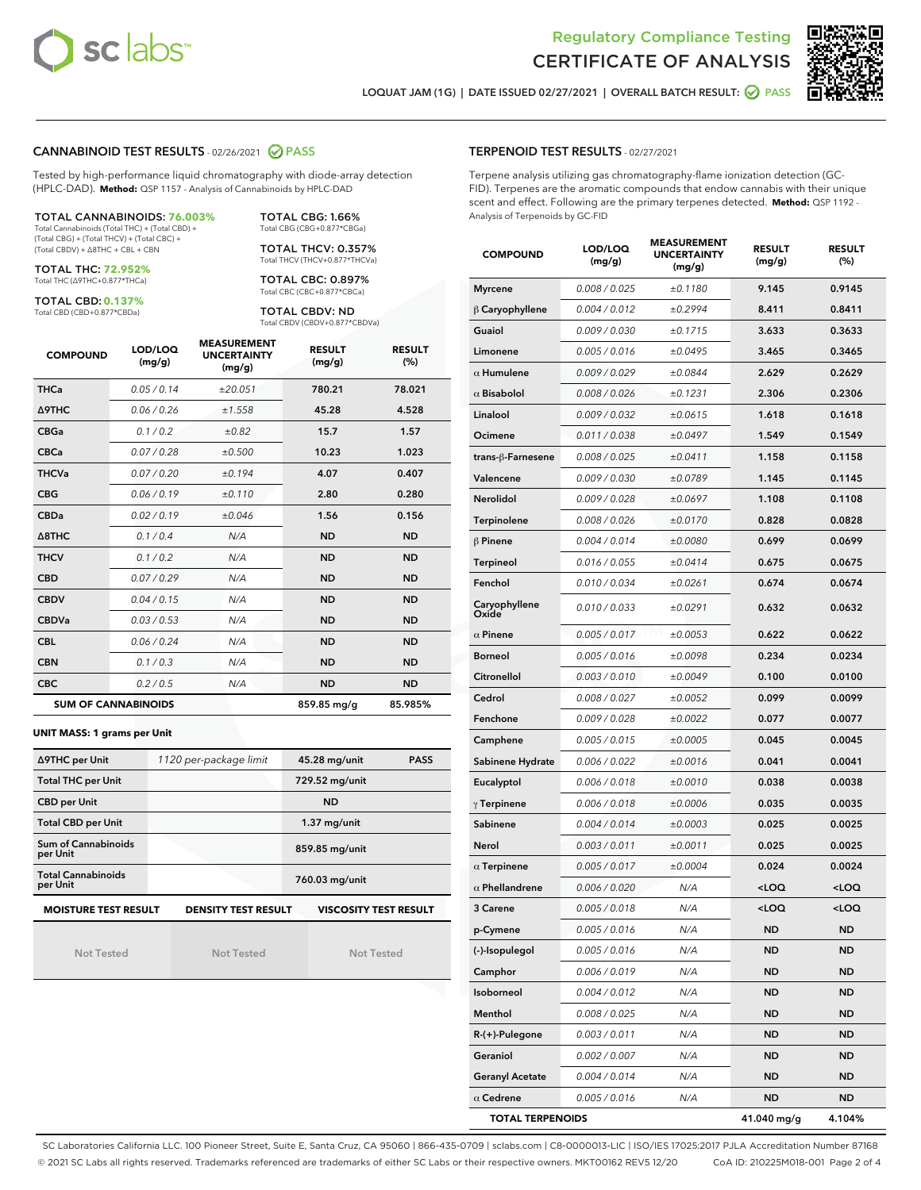Regulatory Compliance Testing
# CERTIFICATE OF ANALYSIS

LOQUAT JAM (1G) | DATE ISSUED 02/27/2021 | OVERALL BATCH RESULT: PASS

## CANNABINOID TEST RESULTS - 02/26/2021 PASS

Tested by high-performance liquid chromatography with diode-array detection (HPLC-DAD). **Method:** QSP 1157 - Analysis of Cannabinoids by HPLC-DAD

**TOTAL CANNABINOIDS: 76.003%**
Total Cannabinoids (Total THC) + (Total CBD) + (Total CBG) + (Total THCV) + (Total CBC) + (Total CBDV) + Δ8THC + CBL + CBN

**TOTAL THC: 72.952%**
Total THC (Δ9THC+0.877*THCa)

**TOTAL CBD: 0.137%**
Total CBD (CBD+0.877*CBDa)

**TOTAL CBG: 1.66%**
Total CBG (CBG+0.877*CBGa)

**TOTAL THCV: 0.357%**
Total THCV (THCV+0.877*THCVa)

**TOTAL CBC: 0.897%**
Total CBC (CBC+0.877*CBCa)

**TOTAL CBDV: ND**
Total CBDV (CBDV+0.877*CBDVa)

| COMPOUND | LOD/LOQ (mg/g) | MEASUREMENT UNCERTAINTY (mg/g) | RESULT (mg/g) | RESULT (%) |
|---|---|---|---|---|
| THCa | 0.05 / 0.14 | ±20.051 | 780.21 | 78.021 |
| Δ9THC | 0.06 / 0.26 | ±1.558 | 45.28 | 4.528 |
| CBGa | 0.1 / 0.2 | ±0.82 | 15.7 | 1.57 |
| CBCa | 0.07 / 0.28 | ±0.500 | 10.23 | 1.023 |
| THCVa | 0.07 / 0.20 | ±0.194 | 4.07 | 0.407 |
| CBG | 0.06 / 0.19 | ±0.110 | 2.80 | 0.280 |
| CBDa | 0.02 / 0.19 | ±0.046 | 1.56 | 0.156 |
| Δ8THC | 0.1 / 0.4 | N/A | ND | ND |
| THCV | 0.1 / 0.2 | N/A | ND | ND |
| CBD | 0.07 / 0.29 | N/A | ND | ND |
| CBDV | 0.04 / 0.15 | N/A | ND | ND |
| CBDVa | 0.03 / 0.53 | N/A | ND | ND |
| CBL | 0.06 / 0.24 | N/A | ND | ND |
| CBN | 0.1 / 0.3 | N/A | ND | ND |
| CBC | 0.2 / 0.5 | N/A | ND | ND |
| **SUM OF CANNABINOIDS** | | | 859.85 mg/g | 85.985% |

**UNIT MASS: 1 grams per Unit**

| | | | |
|---|---|---|---|
| Δ9THC per Unit | 1120 per-package limit | 45.28 mg/unit | PASS |
| Total THC per Unit | | 729.52 mg/unit | |
| CBD per Unit | | ND | |
| Total CBD per Unit | | 1.37 mg/unit | |
| Sum of Cannabinoids per Unit | | 859.85 mg/unit | |
| Total Cannabinoids per Unit | | 760.03 mg/unit | |

| MOISTURE TEST RESULT | DENSITY TEST RESULT | VISCOSITY TEST RESULT |
|---|---|---|
| Not Tested | Not Tested | Not Tested |

## TERPENOID TEST RESULTS - 02/27/2021

Terpene analysis utilizing gas chromatography-flame ionization detection (GC-FID). Terpenes are the aromatic compounds that endow cannabis with their unique scent and effect. Following are the primary terpenes detected. **Method:** QSP 1192 - Analysis of Terpenoids by GC-FID

| COMPOUND | LOD/LOQ (mg/g) | MEASUREMENT UNCERTAINTY (mg/g) | RESULT (mg/g) | RESULT (%) |
|---|---|---|---|---|
| Myrcene | 0.008 / 0.025 | ±0.1180 | 9.145 | 0.9145 |
| β Caryophyllene | 0.004 / 0.012 | ±0.2994 | 8.411 | 0.8411 |
| Guaiol | 0.009 / 0.030 | ±0.1715 | 3.633 | 0.3633 |
| Limonene | 0.005 / 0.016 | ±0.0495 | 3.465 | 0.3465 |
| α Humulene | 0.009 / 0.029 | ±0.0844 | 2.629 | 0.2629 |
| α Bisabolol | 0.008 / 0.026 | ±0.1231 | 2.306 | 0.2306 |
| Linalool | 0.009 / 0.032 | ±0.0615 | 1.618 | 0.1618 |
| Ocimene | 0.011 / 0.038 | ±0.0497 | 1.549 | 0.1549 |
| trans-β-Farnesene | 0.008 / 0.025 | ±0.0411 | 1.158 | 0.1158 |
| Valencene | 0.009 / 0.030 | ±0.0789 | 1.145 | 0.1145 |
| Nerolidol | 0.009 / 0.028 | ±0.0697 | 1.108 | 0.1108 |
| Terpinolene | 0.008 / 0.026 | ±0.0170 | 0.828 | 0.0828 |
| β Pinene | 0.004 / 0.014 | ±0.0080 | 0.699 | 0.0699 |
| Terpineol | 0.016 / 0.055 | ±0.0414 | 0.675 | 0.0675 |
| Fenchol | 0.010 / 0.034 | ±0.0261 | 0.674 | 0.0674 |
| Caryophyllene Oxide | 0.010 / 0.033 | ±0.0291 | 0.632 | 0.0632 |
| α Pinene | 0.005 / 0.017 | ±0.0053 | 0.622 | 0.0622 |
| Borneol | 0.005 / 0.016 | ±0.0098 | 0.234 | 0.0234 |
| Citronellol | 0.003 / 0.010 | ±0.0049 | 0.100 | 0.0100 |
| Cedrol | 0.008 / 0.027 | ±0.0052 | 0.099 | 0.0099 |
| Fenchone | 0.009 / 0.028 | ±0.0022 | 0.077 | 0.0077 |
| Camphene | 0.005 / 0.015 | ±0.0005 | 0.045 | 0.0045 |
| Sabinene Hydrate | 0.006 / 0.022 | ±0.0016 | 0.041 | 0.0041 |
| Eucalyptol | 0.006 / 0.018 | ±0.0010 | 0.038 | 0.0038 |
| γ Terpinene | 0.006 / 0.018 | ±0.0006 | 0.035 | 0.0035 |
| Sabinene | 0.004 / 0.014 | ±0.0003 | 0.025 | 0.0025 |
| Nerol | 0.003 / 0.011 | ±0.0011 | 0.025 | 0.0025 |
| α Terpinene | 0.005 / 0.017 | ±0.0004 | 0.024 | 0.0024 |
| α Phellandrene | 0.006 / 0.020 | N/A | <LOQ | <LOQ |
| 3 Carene | 0.005 / 0.018 | N/A | <LOQ | <LOQ |
| p-Cymene | 0.005 / 0.016 | N/A | ND | ND |
| (-)-Isopulegol | 0.005 / 0.016 | N/A | ND | ND |
| Camphor | 0.006 / 0.019 | N/A | ND | ND |
| Isoborneol | 0.004 / 0.012 | N/A | ND | ND |
| Menthol | 0.008 / 0.025 | N/A | ND | ND |
| R-(+)-Pulegone | 0.003 / 0.011 | N/A | ND | ND |
| Geraniol | 0.002 / 0.007 | N/A | ND | ND |
| Geranyl Acetate | 0.004 / 0.014 | N/A | ND | ND |
| α Cedrene | 0.005 / 0.016 | N/A | ND | ND |
| **TOTAL TERPENOIDS** | | | 41.040 mg/g | 4.104% |

SC Laboratories California LLC. 100 Pioneer Street, Suite E, Santa Cruz, CA 95060 | 866-435-0709 | sclabs.com | C8-0000013-LIC | ISO/IES 17025:2017 PJLA Accreditation Number 87168
© 2021 SC Labs all rights reserved. Trademarks referenced are trademarks of either SC Labs or their respective owners. MKT00162 REV5 12/20 CoA ID: 210225M018-001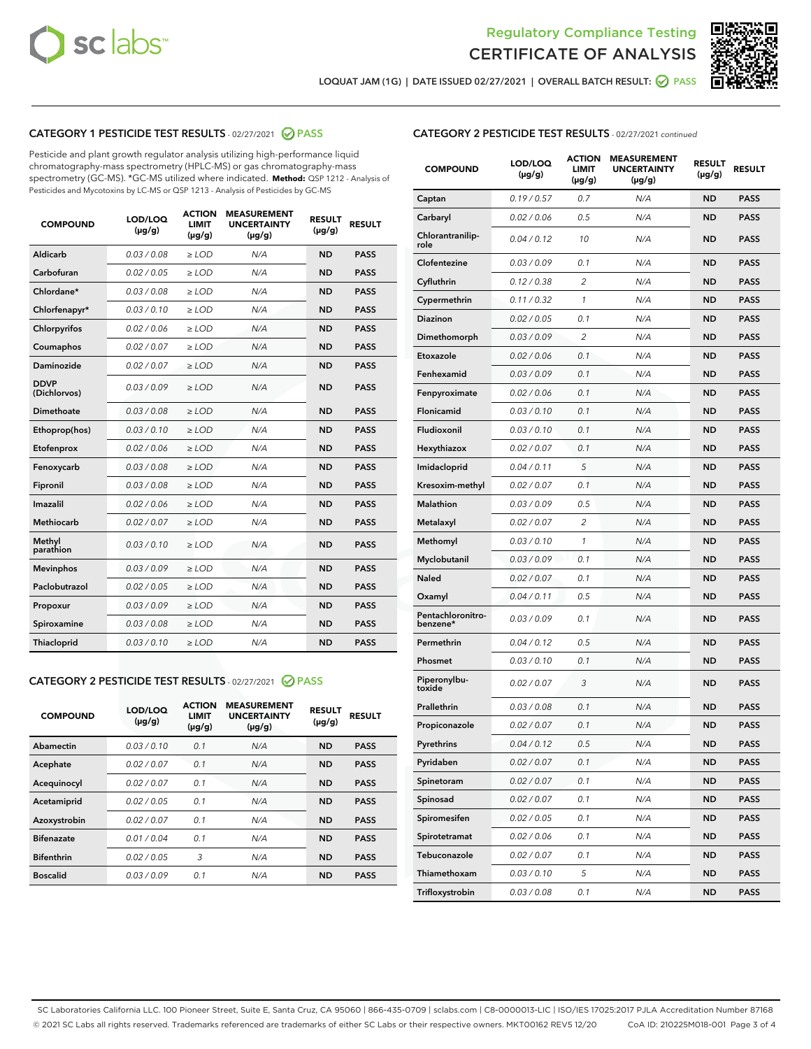# Regulatory Compliance Testing
# CERTIFICATE OF ANALYSIS

LOQUAT JAM (1G) | DATE ISSUED 02/27/2021 | OVERALL BATCH RESULT: PASS

## CATEGORY 1 PESTICIDE TEST RESULTS - 02/27/2021 PASS

Pesticide and plant growth regulator analysis utilizing high-performance liquid chromatography-mass spectrometry (HPLC-MS) or gas chromatography-mass spectrometry (GC-MS). *GC-MS utilized where indicated. **Method:** QSP 1212 - Analysis of Pesticides and Mycotoxins by LC-MS or QSP 1213 - Analysis of Pesticides by GC-MS

| COMPOUND | LOD/LOQ (µg/g) | ACTION LIMIT (µg/g) | MEASUREMENT UNCERTAINTY (µg/g) | RESULT (µg/g) | RESULT |
|---|---|---|---|---|---|
| Aldicarb | 0.03 / 0.08 | ≥ LOD | N/A | ND | PASS |
| Carbofuran | 0.02 / 0.05 | ≥ LOD | N/A | ND | PASS |
| Chlordane* | 0.03 / 0.08 | ≥ LOD | N/A | ND | PASS |
| Chlorfenapyr* | 0.03 / 0.10 | ≥ LOD | N/A | ND | PASS |
| Chlorpyrifos | 0.02 / 0.06 | ≥ LOD | N/A | ND | PASS |
| Coumaphos | 0.02 / 0.07 | ≥ LOD | N/A | ND | PASS |
| Daminozide | 0.02 / 0.07 | ≥ LOD | N/A | ND | PASS |
| DDVP (Dichlorvos) | 0.03 / 0.09 | ≥ LOD | N/A | ND | PASS |
| Dimethoate | 0.03 / 0.08 | ≥ LOD | N/A | ND | PASS |
| Ethoprop(hos) | 0.03 / 0.10 | ≥ LOD | N/A | ND | PASS |
| Etofenprox | 0.02 / 0.06 | ≥ LOD | N/A | ND | PASS |
| Fenoxycarb | 0.03 / 0.08 | ≥ LOD | N/A | ND | PASS |
| Fipronil | 0.03 / 0.08 | ≥ LOD | N/A | ND | PASS |
| Imazalil | 0.02 / 0.06 | ≥ LOD | N/A | ND | PASS |
| Methiocarb | 0.02 / 0.07 | ≥ LOD | N/A | ND | PASS |
| Methyl parathion | 0.03 / 0.10 | ≥ LOD | N/A | ND | PASS |
| Mevinphos | 0.03 / 0.09 | ≥ LOD | N/A | ND | PASS |
| Paclobutrazol | 0.02 / 0.05 | ≥ LOD | N/A | ND | PASS |
| Propoxur | 0.03 / 0.09 | ≥ LOD | N/A | ND | PASS |
| Spiroxamine | 0.03 / 0.08 | ≥ LOD | N/A | ND | PASS |
| Thiacloprid | 0.03 / 0.10 | ≥ LOD | N/A | ND | PASS |

## CATEGORY 2 PESTICIDE TEST RESULTS - 02/27/2021 PASS

| COMPOUND | LOD/LOQ (µg/g) | ACTION LIMIT (µg/g) | MEASUREMENT UNCERTAINTY (µg/g) | RESULT (µg/g) | RESULT |
|---|---|---|---|---|---|
| Abamectin | 0.03 / 0.10 | 0.1 | N/A | ND | PASS |
| Acephate | 0.02 / 0.07 | 0.1 | N/A | ND | PASS |
| Acequinocyl | 0.02 / 0.07 | 0.1 | N/A | ND | PASS |
| Acetamiprid | 0.02 / 0.05 | 0.1 | N/A | ND | PASS |
| Azoxystrobin | 0.02 / 0.07 | 0.1 | N/A | ND | PASS |
| Bifenazate | 0.01 / 0.04 | 0.1 | N/A | ND | PASS |
| Bifenthrin | 0.02 / 0.05 | 3 | N/A | ND | PASS |
| Boscalid | 0.03 / 0.09 | 0.1 | N/A | ND | PASS |
| Captan | 0.19 / 0.57 | 0.7 | N/A | ND | PASS |
| Carbaryl | 0.02 / 0.06 | 0.5 | N/A | ND | PASS |
| Chlorantraniliprole | 0.04 / 0.12 | 10 | N/A | ND | PASS |
| Clofentezine | 0.03 / 0.09 | 0.1 | N/A | ND | PASS |
| Cyfluthrin | 0.12 / 0.38 | 2 | N/A | ND | PASS |
| Cypermethrin | 0.11 / 0.32 | 1 | N/A | ND | PASS |
| Diazinon | 0.02 / 0.05 | 0.1 | N/A | ND | PASS |
| Dimethomorph | 0.03 / 0.09 | 2 | N/A | ND | PASS |
| Etoxazole | 0.02 / 0.06 | 0.1 | N/A | ND | PASS |
| Fenhexamid | 0.03 / 0.09 | 0.1 | N/A | ND | PASS |
| Fenpyroximate | 0.02 / 0.06 | 0.1 | N/A | ND | PASS |
| Flonicamid | 0.03 / 0.10 | 0.1 | N/A | ND | PASS |
| Fludioxonil | 0.03 / 0.10 | 0.1 | N/A | ND | PASS |
| Hexythiazox | 0.02 / 0.07 | 0.1 | N/A | ND | PASS |
| Imidacloprid | 0.04 / 0.11 | 5 | N/A | ND | PASS |
| Kresoxim-methyl | 0.02 / 0.07 | 0.1 | N/A | ND | PASS |
| Malathion | 0.03 / 0.09 | 0.5 | N/A | ND | PASS |
| Metalaxyl | 0.02 / 0.07 | 2 | N/A | ND | PASS |
| Methomyl | 0.03 / 0.10 | 1 | N/A | ND | PASS |
| Myclobutanil | 0.03 / 0.09 | 0.1 | N/A | ND | PASS |
| Naled | 0.02 / 0.07 | 0.1 | N/A | ND | PASS |
| Oxamyl | 0.04 / 0.11 | 0.5 | N/A | ND | PASS |
| Pentachloronitrobenzene* | 0.03 / 0.09 | 0.1 | N/A | ND | PASS |
| Permethrin | 0.04 / 0.12 | 0.5 | N/A | ND | PASS |
| Phosmet | 0.03 / 0.10 | 0.1 | N/A | ND | PASS |
| Piperonylbutoxide | 0.02 / 0.07 | 3 | N/A | ND | PASS |
| Prallethrin | 0.03 / 0.08 | 0.1 | N/A | ND | PASS |
| Propiconazole | 0.02 / 0.07 | 0.1 | N/A | ND | PASS |
| Pyrethrins | 0.04 / 0.12 | 0.5 | N/A | ND | PASS |
| Pyridaben | 0.02 / 0.07 | 0.1 | N/A | ND | PASS |
| Spinetoram | 0.02 / 0.07 | 0.1 | N/A | ND | PASS |
| Spinosad | 0.02 / 0.07 | 0.1 | N/A | ND | PASS |
| Spiromesifen | 0.02 / 0.05 | 0.1 | N/A | ND | PASS |
| Spirotetramat | 0.02 / 0.06 | 0.1 | N/A | ND | PASS |
| Tebuconazole | 0.02 / 0.07 | 0.1 | N/A | ND | PASS |
| Thiamethoxam | 0.03 / 0.10 | 5 | N/A | ND | PASS |
| Trifloxystrobin | 0.03 / 0.08 | 0.1 | N/A | ND | PASS |

SC Laboratories California LLC. 100 Pioneer Street, Suite E, Santa Cruz, CA 95060 | 866-435-0709 | sclabs.com | C8-0000013-LIC | ISO/IES 17025:2017 PJLA Accreditation Number 87168
© 2021 SC Labs all rights reserved. Trademarks referenced are trademarks of either SC Labs or their respective owners. MKT00162 REV5 12/20 CoA ID: 210225M018-001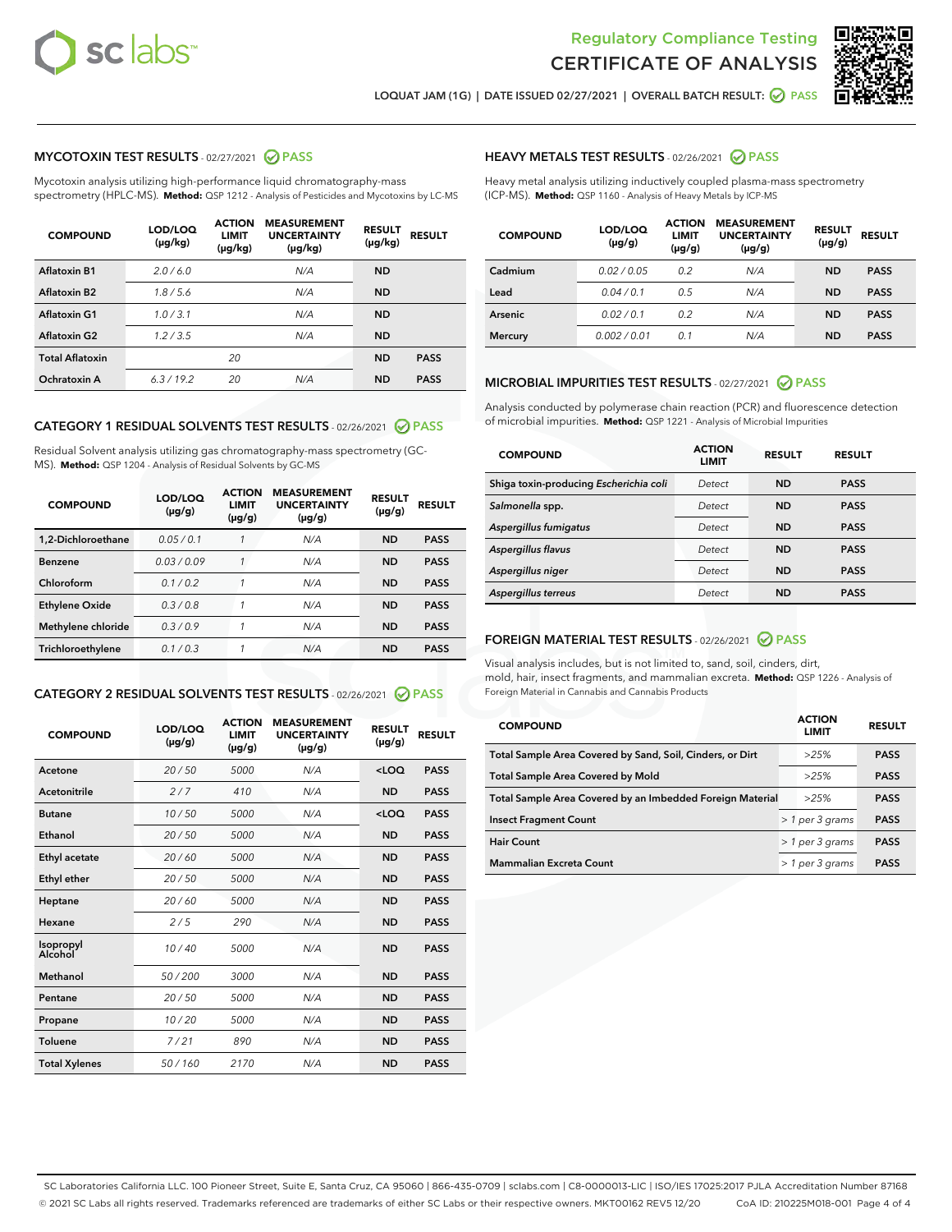Regulatory Compliance Testing
CERTIFICATE OF ANALYSIS

LOQUAT JAM (1G) | DATE ISSUED 02/27/2021 | OVERALL BATCH RESULT: PASS

## MYCOTOXIN TEST RESULTS - 02/27/2021 PASS

Mycotoxin analysis utilizing high-performance liquid chromatography-mass spectrometry (HPLC-MS). **Method:** QSP 1212 - Analysis of Pesticides and Mycotoxins by LC-MS

| COMPOUND | LOD/LOQ (µg/kg) | ACTION LIMIT (µg/kg) | MEASUREMENT UNCERTAINTY (µg/kg) | RESULT (µg/kg) | RESULT |
|---|---|---|---|---|---|
| Aflatoxin B1 | 2.0 / 6.0 | | N/A | ND | |
| Aflatoxin B2 | 1.8 / 5.6 | | N/A | ND | |
| Aflatoxin G1 | 1.0 / 3.1 | | N/A | ND | |
| Aflatoxin G2 | 1.2 / 3.5 | | N/A | ND | |
| Total Aflatoxin | | 20 | | ND | PASS |
| Ochratoxin A | 6.3 / 19.2 | 20 | N/A | ND | PASS |

## CATEGORY 1 RESIDUAL SOLVENTS TEST RESULTS - 02/26/2021 PASS

Residual Solvent analysis utilizing gas chromatography-mass spectrometry (GC-MS). **Method:** QSP 1204 - Analysis of Residual Solvents by GC-MS

| COMPOUND | LOD/LOQ (µg/g) | ACTION LIMIT (µg/g) | MEASUREMENT UNCERTAINTY (µg/g) | RESULT (µg/g) | RESULT |
|---|---|---|---|---|---|
| 1,2-Dichloroethane | 0.05 / 0.1 | 1 | N/A | ND | PASS |
| Benzene | 0.03 / 0.09 | 1 | N/A | ND | PASS |
| Chloroform | 0.1 / 0.2 | 1 | N/A | ND | PASS |
| Ethylene Oxide | 0.3 / 0.8 | 1 | N/A | ND | PASS |
| Methylene chloride | 0.3 / 0.9 | 1 | N/A | ND | PASS |
| Trichloroethylene | 0.1 / 0.3 | 1 | N/A | ND | PASS |

## CATEGORY 2 RESIDUAL SOLVENTS TEST RESULTS - 02/26/2021 PASS

| COMPOUND | LOD/LOQ (µg/g) | ACTION LIMIT (µg/g) | MEASUREMENT UNCERTAINTY (µg/g) | RESULT (µg/g) | RESULT |
|---|---|---|---|---|---|
| Acetone | 20 / 50 | 5000 | N/A | <LOQ | PASS |
| Acetonitrile | 2 / 7 | 410 | N/A | ND | PASS |
| Butane | 10 / 50 | 5000 | N/A | <LOQ | PASS |
| Ethanol | 20 / 50 | 5000 | N/A | ND | PASS |
| Ethyl acetate | 20 / 60 | 5000 | N/A | ND | PASS |
| Ethyl ether | 20 / 50 | 5000 | N/A | ND | PASS |
| Heptane | 20 / 60 | 5000 | N/A | ND | PASS |
| Hexane | 2 / 5 | 290 | N/A | ND | PASS |
| Isopropyl Alcohol | 10 / 40 | 5000 | N/A | ND | PASS |
| Methanol | 50 / 200 | 3000 | N/A | ND | PASS |
| Pentane | 20 / 50 | 5000 | N/A | ND | PASS |
| Propane | 10 / 20 | 5000 | N/A | ND | PASS |
| Toluene | 7 / 21 | 890 | N/A | ND | PASS |
| Total Xylenes | 50 / 160 | 2170 | N/A | ND | PASS |

## HEAVY METALS TEST RESULTS - 02/26/2021 PASS

Heavy metal analysis utilizing inductively coupled plasma-mass spectrometry (ICP-MS). **Method:** QSP 1160 - Analysis of Heavy Metals by ICP-MS

| COMPOUND | LOD/LOQ (µg/g) | ACTION LIMIT (µg/g) | MEASUREMENT UNCERTAINTY (µg/g) | RESULT (µg/g) | RESULT |
|---|---|---|---|---|---|
| Cadmium | 0.02 / 0.05 | 0.2 | N/A | ND | PASS |
| Lead | 0.04 / 0.1 | 0.5 | N/A | ND | PASS |
| Arsenic | 0.02 / 0.1 | 0.2 | N/A | ND | PASS |
| Mercury | 0.002 / 0.01 | 0.1 | N/A | ND | PASS |

## MICROBIAL IMPURITIES TEST RESULTS - 02/27/2021 PASS

Analysis conducted by polymerase chain reaction (PCR) and fluorescence detection of microbial impurities. **Method:** QSP 1221 - Analysis of Microbial Impurities

| COMPOUND | ACTION LIMIT | RESULT | RESULT |
|---|---|---|---|
| *Shiga toxin-producing Escherichia coli* | Detect | ND | PASS |
| *Salmonella* spp. | Detect | ND | PASS |
| *Aspergillus fumigatus* | Detect | ND | PASS |
| *Aspergillus flavus* | Detect | ND | PASS |
| *Aspergillus niger* | Detect | ND | PASS |
| *Aspergillus terreus* | Detect | ND | PASS |

## FOREIGN MATERIAL TEST RESULTS - 02/26/2021 PASS

Visual analysis includes, but is not limited to, sand, soil, cinders, dirt, mold, hair, insect fragments, and mammalian excreta. **Method:** QSP 1226 - Analysis of Foreign Material in Cannabis and Cannabis Products

| COMPOUND | ACTION LIMIT | RESULT |
|---|---|---|
| Total Sample Area Covered by Sand, Soil, Cinders, or Dirt | >25% | PASS |
| Total Sample Area Covered by Mold | >25% | PASS |
| Total Sample Area Covered by an Imbedded Foreign Material | >25% | PASS |
| Insect Fragment Count | > 1 per 3 grams | PASS |
| Hair Count | > 1 per 3 grams | PASS |
| Mammalian Excreta Count | > 1 per 3 grams | PASS |

SC Laboratories California LLC. 100 Pioneer Street, Suite E, Santa Cruz, CA 95060 | 866-435-0709 | sclabs.com | C8-0000013-LIC | ISO/IES 17025:2017 PJLA Accreditation Number 87168
© 2021 SC Labs all rights reserved. Trademarks referenced are trademarks of either SC Labs or their respective owners. MKT00162 REV5 12/20 CoA ID: 210225M018-001